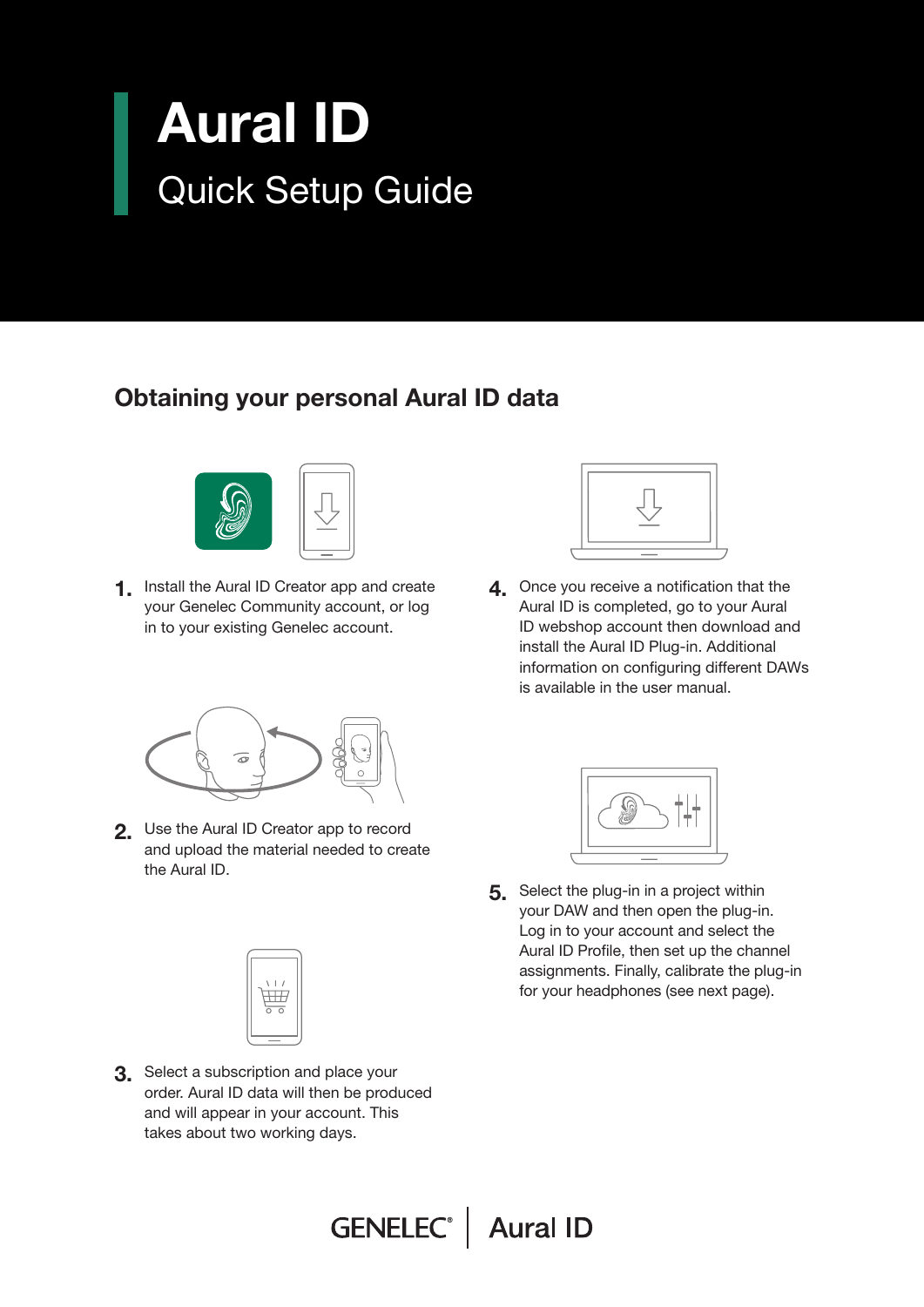# Aural ID

## Quick Setup Guide

### Obtaining your personal Aural ID data

1. Install the Aural ID Creator app and create your Genelec Community account, or log in to your existing Genelec account.

2. Use the Aural ID Creator app to record and upload the material needed to create the Aural ID.

3. Select a subscription and place your order. Aural ID data will then be produced and will appear in your account. This takes about two working days.

4. Once you receive a notification that the Aural ID is completed, go to your Aural ID webshop account then download and install the Aural ID Plug-in. Additional information on configuring different DAWs is available in the user manual.

5. Select the plug-in in a project within your DAW and then open the plug-in. Log in to your account and select the Aural ID Profile, then set up the channel assignments. Finally, calibrate the plug-in for your headphones (see next page).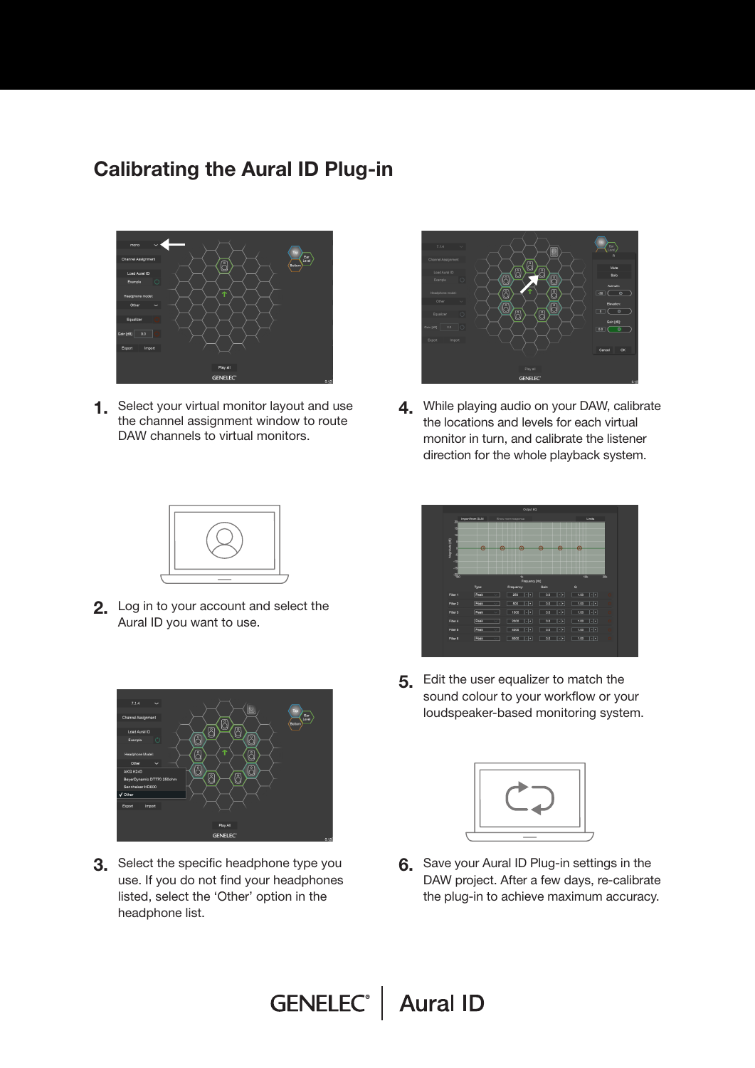## Calibrating the Aural ID Plug-in

1. Select your virtual monitor layout and use the channel assignment window to route DAW channels to virtual monitors.

2. Log in to your account and select the Aural ID you want to use.

3. Select the specific headphone type you use. If you do not find your headphones listed, select the 'Other' option in the headphone list.

4. While playing audio on your DAW, calibrate the locations and levels for each virtual monitor in turn, and calibrate the listener direction for the whole playback system.

5. Edit the user equalizer to match the sound colour to your workflow or your loudspeaker-based monitoring system.

6. Save your Aural ID Plug-in settings in the DAW project. After a few days, re-calibrate the plug-in to achieve maximum accuracy.